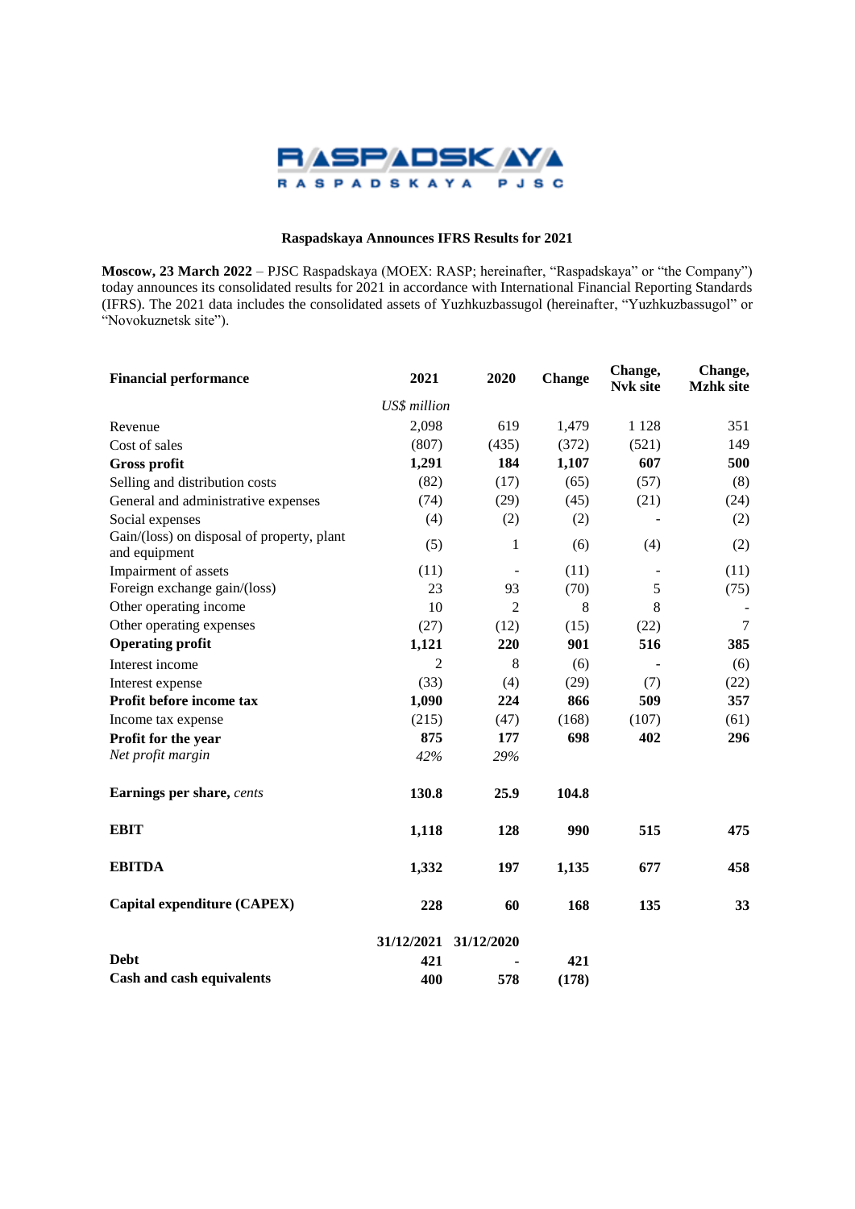RASPADSKAYA

RASPADSKAYA PJSC

**Raspadskaya Announces IFRS Results for 2021**

**Moscow, 23 March 2022** – PJSC Raspadskaya (MOEX: RASP; hereinafter, "Raspadskaya" or "the Company") today announces its consolidated results for 2021 in accordance with International Financial Reporting Standards (IFRS). The 2021 data includes the consolidated assets of Yuzhkuzbassugol (hereinafter, "Yuzhkuzbassugol" or "Novokuznetsk site").

| **Financial performance** | **2021** | **2020** | **Change** | **Change, Nvk site** | **Change, Mzhk site** |
|---|---|---|---|---|---|
| | *US$ million* | | | | |
| Revenue | 2,098 | 619 | 1,479 | 1 128 | 351 |
| Cost of sales | (807) | (435) | (372) | (521) | 149 |
| **Gross profit** | **1,291** | **184** | **1,107** | **607** | **500** |
| Selling and distribution costs | (82) | (17) | (65) | (57) | (8) |
| General and administrative expenses | (74) | (29) | (45) | (21) | (24) |
| Social expenses | (4) | (2) | (2) | - | (2) |
| Gain/(loss) on disposal of property, plant and equipment | (5) | 1 | (6) | (4) | (2) |
| Impairment of assets | (11) | - | (11) | - | (11) |
| Foreign exchange gain/(loss) | 23 | 93 | (70) | 5 | (75) |
| Other operating income | 10 | 2 | 8 | 8 | - |
| Other operating expenses | (27) | (12) | (15) | (22) | 7 |
| **Operating profit** | **1,121** | **220** | **901** | **516** | **385** |
| Interest income | 2 | 8 | (6) | - | (6) |
| Interest expense | (33) | (4) | (29) | (7) | (22) |
| **Profit before income tax** | **1,090** | **224** | **866** | **509** | **357** |
| Income tax expense | (215) | (47) | (168) | (107) | (61) |
| **Profit for the year** | **875** | **177** | **698** | **402** | **296** |
| *Net profit margin* | *42%* | *29%* | | | |
| **Earnings per share,** *cents* | **130.8** | **25.9** | **104.8** | | |
| **EBIT** | **1,118** | **128** | **990** | **515** | **475** |
| **EBITDA** | **1,332** | **197** | **1,135** | **677** | **458** |
| **Capital expenditure (CAPEX)** | **228** | **60** | **168** | **135** | **33** |
| | **31/12/2021** | **31/12/2020** | | | |
| **Debt** | **421** | **-** | **421** | | |
| **Cash and cash equivalents** | **400** | **578** | **(178)** | | |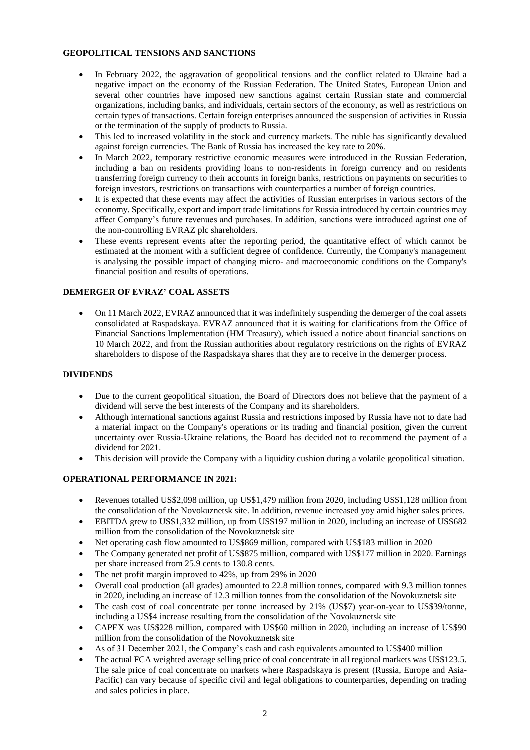## GEOPOLITICAL TENSIONS AND SANCTIONS

- In February 2022, the aggravation of geopolitical tensions and the conflict related to Ukraine had a negative impact on the economy of the Russian Federation. The United States, European Union and several other countries have imposed new sanctions against certain Russian state and commercial organizations, including banks, and individuals, certain sectors of the economy, as well as restrictions on certain types of transactions. Certain foreign enterprises announced the suspension of activities in Russia or the termination of the supply of products to Russia.
- This led to increased volatility in the stock and currency markets. The ruble has significantly devalued against foreign currencies. The Bank of Russia has increased the key rate to 20%.
- In March 2022, temporary restrictive economic measures were introduced in the Russian Federation, including a ban on residents providing loans to non-residents in foreign currency and on residents transferring foreign currency to their accounts in foreign banks, restrictions on payments on securities to foreign investors, restrictions on transactions with counterparties a number of foreign countries.
- It is expected that these events may affect the activities of Russian enterprises in various sectors of the economy. Specifically, export and import trade limitations for Russia introduced by certain countries may affect Company's future revenues and purchases. In addition, sanctions were introduced against one of the non-controlling EVRAZ plc shareholders.
- These events represent events after the reporting period, the quantitative effect of which cannot be estimated at the moment with a sufficient degree of confidence. Currently, the Company's management is analysing the possible impact of changing micro- and macroeconomic conditions on the Company's financial position and results of operations.

## DEMERGER OF EVRAZ' COAL ASSETS

- On 11 March 2022, EVRAZ announced that it was indefinitely suspending the demerger of the coal assets consolidated at Raspadskaya. EVRAZ announced that it is waiting for clarifications from the Office of Financial Sanctions Implementation (HM Treasury), which issued a notice about financial sanctions on 10 March 2022, and from the Russian authorities about regulatory restrictions on the rights of EVRAZ shareholders to dispose of the Raspadskaya shares that they are to receive in the demerger process.

## DIVIDENDS

- Due to the current geopolitical situation, the Board of Directors does not believe that the payment of a dividend will serve the best interests of the Company and its shareholders.
- Although international sanctions against Russia and restrictions imposed by Russia have not to date had a material impact on the Company's operations or its trading and financial position, given the current uncertainty over Russia-Ukraine relations, the Board has decided not to recommend the payment of a dividend for 2021.
- This decision will provide the Company with a liquidity cushion during a volatile geopolitical situation.

## OPERATIONAL PERFORMANCE IN 2021:

- Revenues totalled US$2,098 million, up US$1,479 million from 2020, including US$1,128 million from the consolidation of the Novokuznetsk site. In addition, revenue increased yoy amid higher sales prices.
- EBITDA grew to US$1,332 million, up from US$197 million in 2020, including an increase of US$682 million from the consolidation of the Novokuznetsk site
- Net operating cash flow amounted to US$869 million, compared with US$183 million in 2020
- The Company generated net profit of US$875 million, compared with US$177 million in 2020. Earnings per share increased from 25.9 cents to 130.8 cents.
- The net profit margin improved to 42%, up from 29% in 2020
- Overall coal production (all grades) amounted to 22.8 million tonnes, compared with 9.3 million tonnes in 2020, including an increase of 12.3 million tonnes from the consolidation of the Novokuznetsk site
- The cash cost of coal concentrate per tonne increased by 21% (US$7) year-on-year to US$39/tonne, including a US$4 increase resulting from the consolidation of the Novokuznetsk site
- CAPEX was US$228 million, compared with US$60 million in 2020, including an increase of US$90 million from the consolidation of the Novokuznetsk site
- As of 31 December 2021, the Company's cash and cash equivalents amounted to US$400 million
- The actual FCA weighted average selling price of coal concentrate in all regional markets was US$123.5. The sale price of coal concentrate on markets where Raspadskaya is present (Russia, Europe and Asia-Pacific) can vary because of specific civil and legal obligations to counterparties, depending on trading and sales policies in place.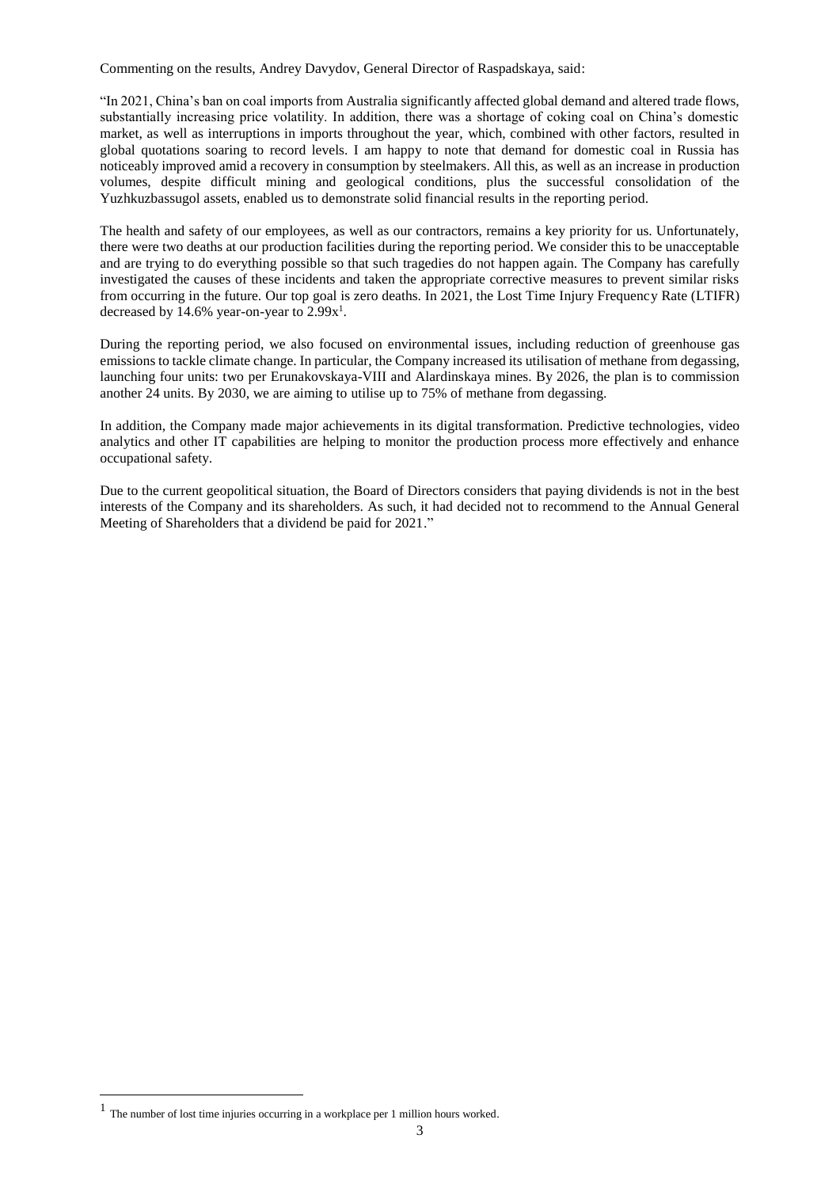Commenting on the results, Andrey Davydov, General Director of Raspadskaya, said:

"In 2021, China's ban on coal imports from Australia significantly affected global demand and altered trade flows, substantially increasing price volatility. In addition, there was a shortage of coking coal on China's domestic market, as well as interruptions in imports throughout the year, which, combined with other factors, resulted in global quotations soaring to record levels. I am happy to note that demand for domestic coal in Russia has noticeably improved amid a recovery in consumption by steelmakers. All this, as well as an increase in production volumes, despite difficult mining and geological conditions, plus the successful consolidation of the Yuzhkuzbassugol assets, enabled us to demonstrate solid financial results in the reporting period.

The health and safety of our employees, as well as our contractors, remains a key priority for us. Unfortunately, there were two deaths at our production facilities during the reporting period. We consider this to be unacceptable and are trying to do everything possible so that such tragedies do not happen again. The Company has carefully investigated the causes of these incidents and taken the appropriate corrective measures to prevent similar risks from occurring in the future. Our top goal is zero deaths. In 2021, the Lost Time Injury Frequency Rate (LTIFR) decreased by 14.6% year-on-year to 2.99x[1].

During the reporting period, we also focused on environmental issues, including reduction of greenhouse gas emissions to tackle climate change. In particular, the Company increased its utilisation of methane from degassing, launching four units: two per Erunakovskaya-VIII and Alardinskaya mines. By 2026, the plan is to commission another 24 units. By 2030, we are aiming to utilise up to 75% of methane from degassing.

In addition, the Company made major achievements in its digital transformation. Predictive technologies, video analytics and other IT capabilities are helping to monitor the production process more effectively and enhance occupational safety.

Due to the current geopolitical situation, the Board of Directors considers that paying dividends is not in the best interests of the Company and its shareholders. As such, it had decided not to recommend to the Annual General Meeting of Shareholders that a dividend be paid for 2021."

[1] The number of lost time injuries occurring in a workplace per 1 million hours worked.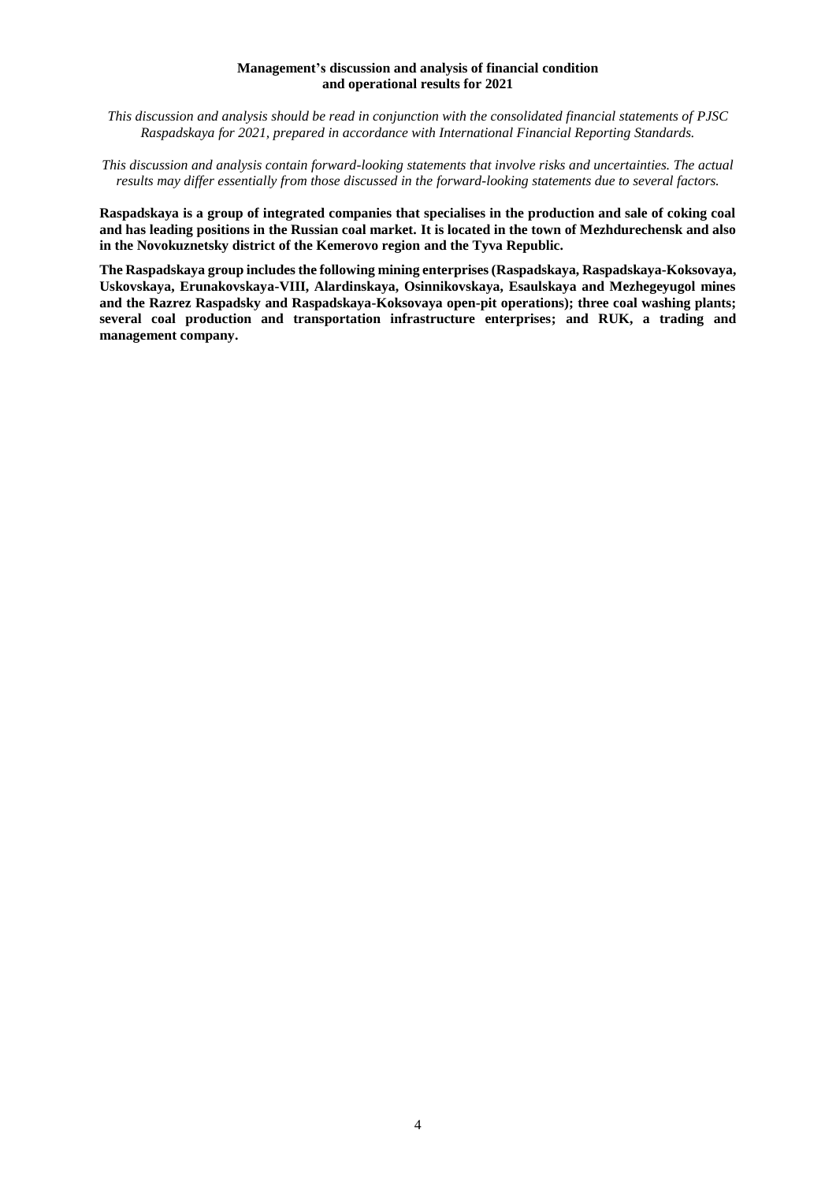# Management's discussion and analysis of financial condition and operational results for 2021

*This discussion and analysis should be read in conjunction with the consolidated financial statements of PJSC Raspadskaya for 2021, prepared in accordance with International Financial Reporting Standards.*

*This discussion and analysis contain forward-looking statements that involve risks and uncertainties. The actual results may differ essentially from those discussed in the forward-looking statements due to several factors.*

**Raspadskaya is a group of integrated companies that specialises in the production and sale of coking coal and has leading positions in the Russian coal market. It is located in the town of Mezhdurechensk and also in the Novokuznetsky district of the Kemerovo region and the Tyva Republic.**

**The Raspadskaya group includes the following mining enterprises (Raspadskaya, Raspadskaya-Koksovaya, Uskovskaya, Erunakovskaya-VIII, Alardinskaya, Osinnikovskaya, Esaulskaya and Mezhegeyugol mines and the Razrez Raspadsky and Raspadskaya-Koksovaya open-pit operations); three coal washing plants; several coal production and transportation infrastructure enterprises; and RUK, a trading and management company.**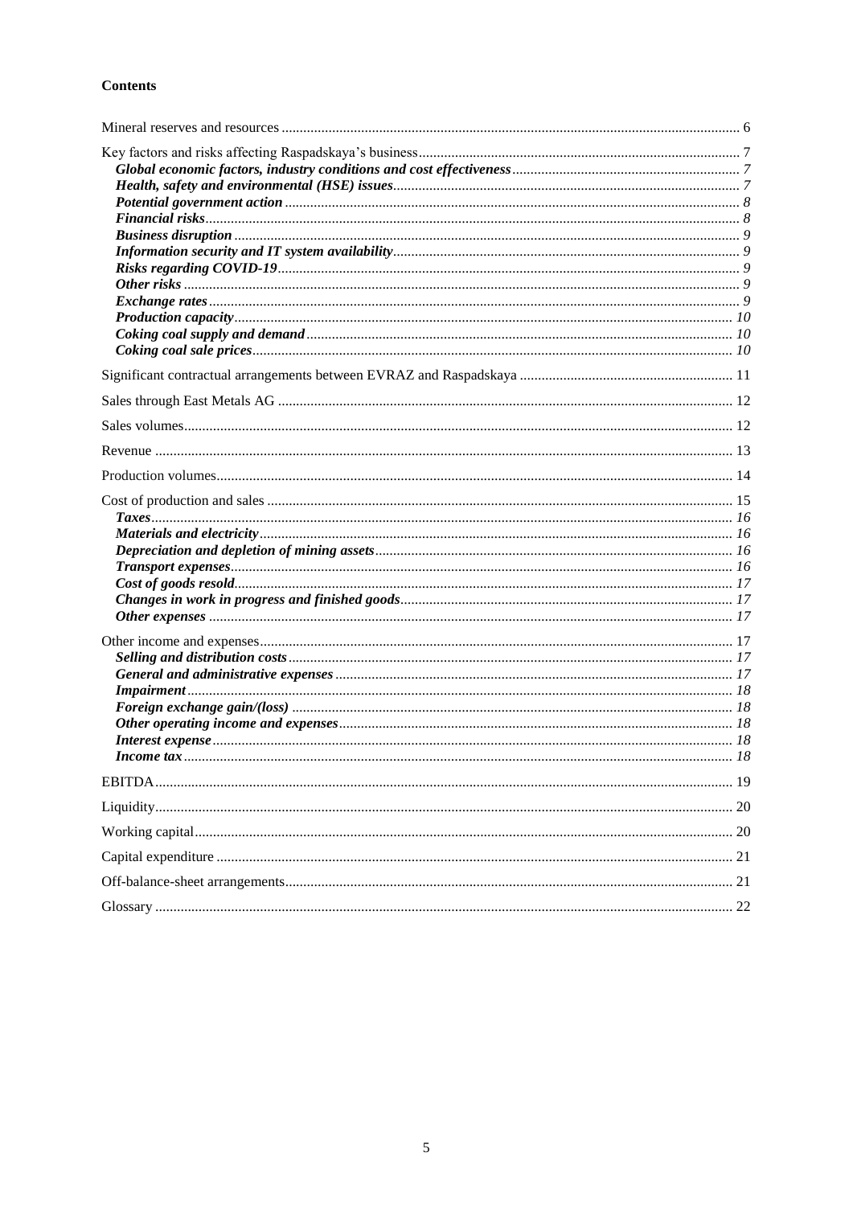**Contents**

Mineral reserves and resources .... 6

Key factors and risks affecting Raspadskaya's business .... 7
- ***Global economic factors, industry conditions and cost effectiveness*** .... *7*
- ***Health, safety and environmental (HSE) issues*** .... *7*
- ***Potential government action*** .... *8*
- ***Financial risks*** .... *8*
- ***Business disruption*** .... *9*
- ***Information security and IT system availability*** .... *9*
- ***Risks regarding COVID-19*** .... *9*
- ***Other risks*** .... *9*
- ***Exchange rates*** .... *9*
- ***Production capacity*** .... *10*
- ***Coking coal supply and demand*** .... *10*
- ***Coking coal sale prices*** .... *10*

Significant contractual arrangements between EVRAZ and Raspadskaya .... 11

Sales through East Metals AG .... 12

Sales volumes .... 12

Revenue .... 13

Production volumes .... 14

Cost of production and sales .... 15
- ***Taxes*** .... *16*
- ***Materials and electricity*** .... *16*
- ***Depreciation and depletion of mining assets*** .... *16*
- ***Transport expenses*** .... *16*
- ***Cost of goods resold*** .... *17*
- ***Changes in work in progress and finished goods*** .... *17*
- ***Other expenses*** .... *17*

Other income and expenses .... 17
- ***Selling and distribution costs*** .... *17*
- ***General and administrative expenses*** .... *17*
- ***Impairment*** .... *18*
- ***Foreign exchange gain/(loss)*** .... *18*
- ***Other operating income and expenses*** .... *18*
- ***Interest expense*** .... *18*
- ***Income tax*** .... *18*

EBITDA .... 19

Liquidity .... 20

Working capital .... 20

Capital expenditure .... 21

Off-balance-sheet arrangements .... 21

Glossary .... 22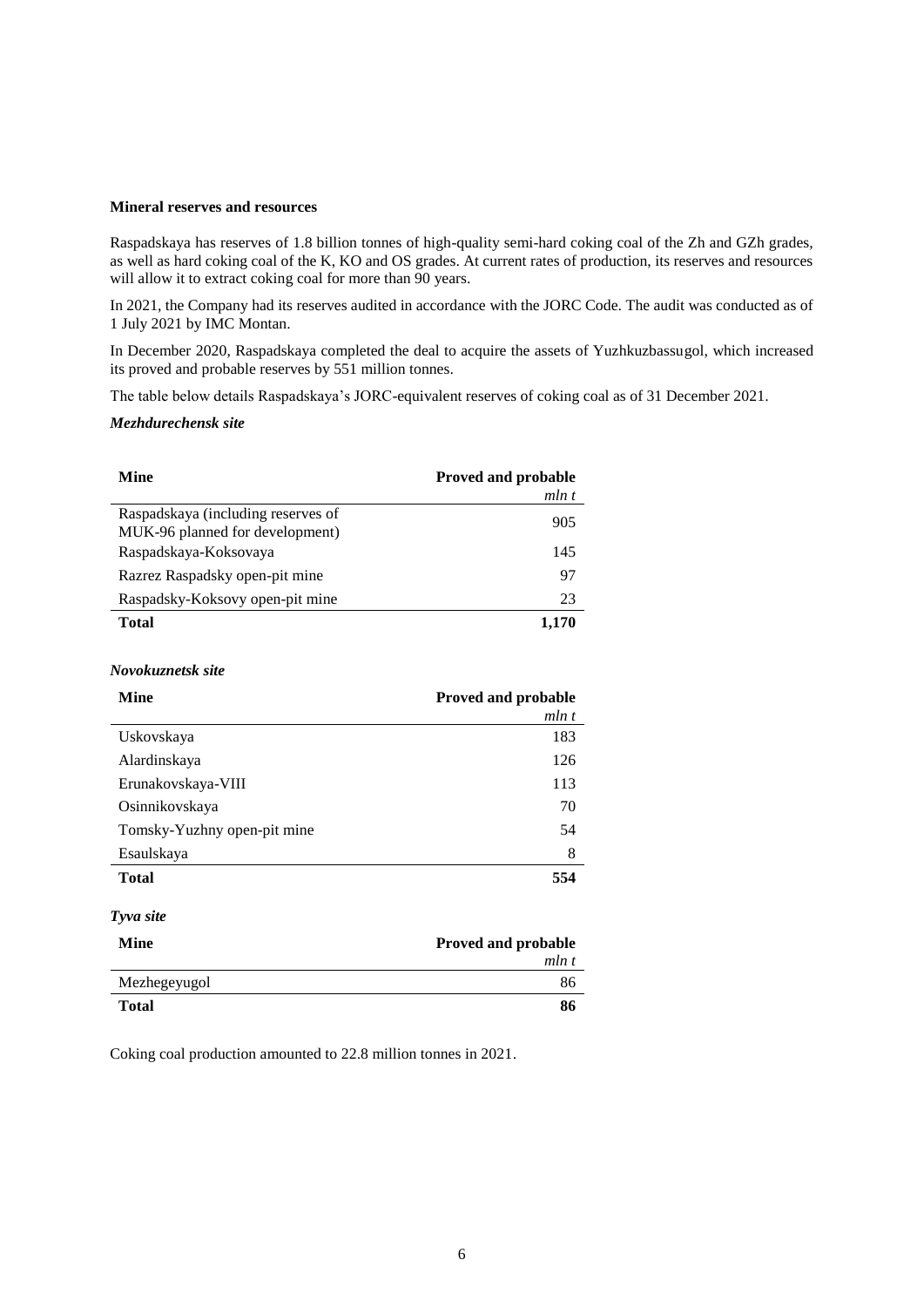**Mineral reserves and resources**

Raspadskaya has reserves of 1.8 billion tonnes of high-quality semi-hard coking coal of the Zh and GZh grades, as well as hard coking coal of the K, KO and OS grades. At current rates of production, its reserves and resources will allow it to extract coking coal for more than 90 years.

In 2021, the Company had its reserves audited in accordance with the JORC Code. The audit was conducted as of 1 July 2021 by IMC Montan.

In December 2020, Raspadskaya completed the deal to acquire the assets of Yuzhkuzbassugol, which increased its proved and probable reserves by 551 million tonnes.

The table below details Raspadskaya's JORC-equivalent reserves of coking coal as of 31 December 2021.

***Mezhdurechensk site***

| Mine | Proved and probable *mln t* |
|---|---:|
| Raspadskaya (including reserves of MUK-96 planned for development) | 905 |
| Raspadskaya-Koksovaya | 145 |
| Razrez Raspadsky open-pit mine | 97 |
| Raspadsky-Koksovy open-pit mine | 23 |
| **Total** | **1,170** |

***Novokuznetsk site***

| Mine | Proved and probable *mln t* |
|---|---:|
| Uskovskaya | 183 |
| Alardinskaya | 126 |
| Erunakovskaya-VIII | 113 |
| Osinnikovskaya | 70 |
| Tomsky-Yuzhny open-pit mine | 54 |
| Esaulskaya | 8 |
| **Total** | **554** |

***Tyva site***

| Mine | Proved and probable *mln t* |
|---|---:|
| Mezhegeyugol | 86 |
| **Total** | **86** |

Coking coal production amounted to 22.8 million tonnes in 2021.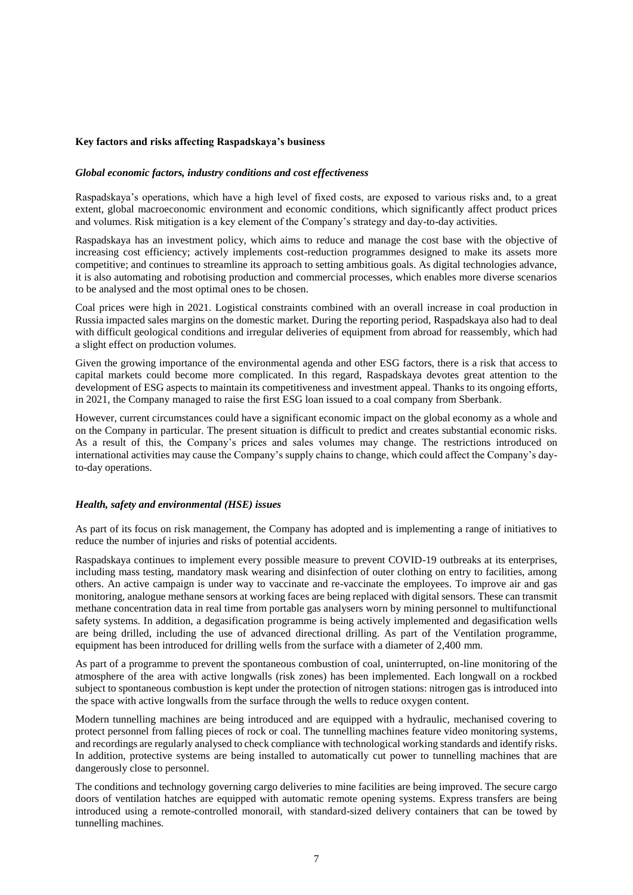**Key factors and risks affecting Raspadskaya's business**

***Global economic factors, industry conditions and cost effectiveness***

Raspadskaya's operations, which have a high level of fixed costs, are exposed to various risks and, to a great extent, global macroeconomic environment and economic conditions, which significantly affect product prices and volumes. Risk mitigation is a key element of the Company's strategy and day-to-day activities.

Raspadskaya has an investment policy, which aims to reduce and manage the cost base with the objective of increasing cost efficiency; actively implements cost-reduction programmes designed to make its assets more competitive; and continues to streamline its approach to setting ambitious goals. As digital technologies advance, it is also automating and robotising production and commercial processes, which enables more diverse scenarios to be analysed and the most optimal ones to be chosen.

Coal prices were high in 2021. Logistical constraints combined with an overall increase in coal production in Russia impacted sales margins on the domestic market. During the reporting period, Raspadskaya also had to deal with difficult geological conditions and irregular deliveries of equipment from abroad for reassembly, which had a slight effect on production volumes.

Given the growing importance of the environmental agenda and other ESG factors, there is a risk that access to capital markets could become more complicated. In this regard, Raspadskaya devotes great attention to the development of ESG aspects to maintain its competitiveness and investment appeal. Thanks to its ongoing efforts, in 2021, the Company managed to raise the first ESG loan issued to a coal company from Sberbank.

However, current circumstances could have a significant economic impact on the global economy as a whole and on the Company in particular. The present situation is difficult to predict and creates substantial economic risks. As a result of this, the Company's prices and sales volumes may change. The restrictions introduced on international activities may cause the Company's supply chains to change, which could affect the Company's day-to-day operations.

***Health, safety and environmental (HSE) issues***

As part of its focus on risk management, the Company has adopted and is implementing a range of initiatives to reduce the number of injuries and risks of potential accidents.

Raspadskaya continues to implement every possible measure to prevent COVID-19 outbreaks at its enterprises, including mass testing, mandatory mask wearing and disinfection of outer clothing on entry to facilities, among others. An active campaign is under way to vaccinate and re-vaccinate the employees. To improve air and gas monitoring, analogue methane sensors at working faces are being replaced with digital sensors. These can transmit methane concentration data in real time from portable gas analysers worn by mining personnel to multifunctional safety systems. In addition, a degasification programme is being actively implemented and degasification wells are being drilled, including the use of advanced directional drilling. As part of the Ventilation programme, equipment has been introduced for drilling wells from the surface with a diameter of 2,400 mm.

As part of a programme to prevent the spontaneous combustion of coal, uninterrupted, on-line monitoring of the atmosphere of the area with active longwalls (risk zones) has been implemented. Each longwall on a rockbed subject to spontaneous combustion is kept under the protection of nitrogen stations: nitrogen gas is introduced into the space with active longwalls from the surface through the wells to reduce oxygen content.

Modern tunnelling machines are being introduced and are equipped with a hydraulic, mechanised covering to protect personnel from falling pieces of rock or coal. The tunnelling machines feature video monitoring systems, and recordings are regularly analysed to check compliance with technological working standards and identify risks. In addition, protective systems are being installed to automatically cut power to tunnelling machines that are dangerously close to personnel.

The conditions and technology governing cargo deliveries to mine facilities are being improved. The secure cargo doors of ventilation hatches are equipped with automatic remote opening systems. Express transfers are being introduced using a remote-controlled monorail, with standard-sized delivery containers that can be towed by tunnelling machines.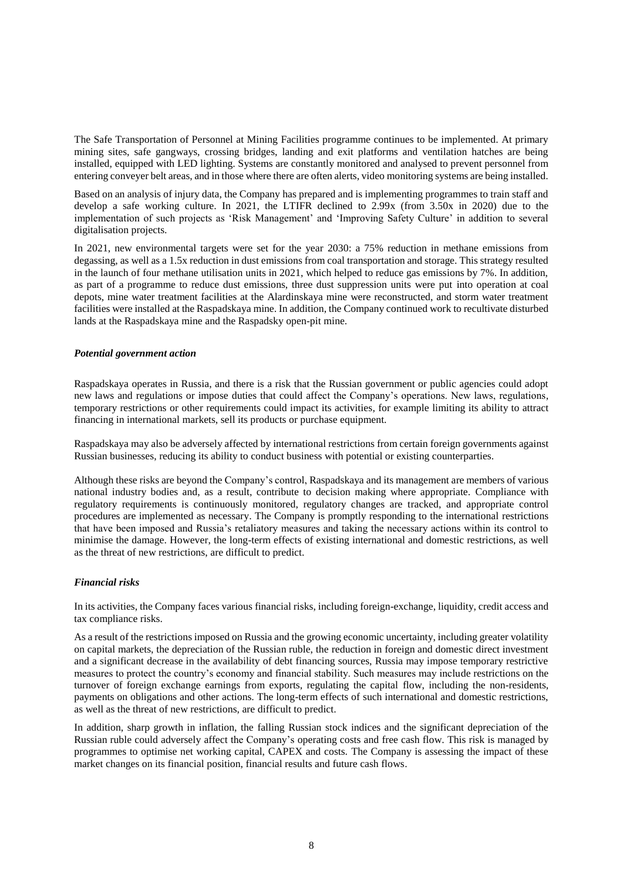The Safe Transportation of Personnel at Mining Facilities programme continues to be implemented. At primary mining sites, safe gangways, crossing bridges, landing and exit platforms and ventilation hatches are being installed, equipped with LED lighting. Systems are constantly monitored and analysed to prevent personnel from entering conveyer belt areas, and in those where there are often alerts, video monitoring systems are being installed.

Based on an analysis of injury data, the Company has prepared and is implementing programmes to train staff and develop a safe working culture. In 2021, the LTIFR declined to 2.99x (from 3.50x in 2020) due to the implementation of such projects as 'Risk Management' and 'Improving Safety Culture' in addition to several digitalisation projects.

In 2021, new environmental targets were set for the year 2030: a 75% reduction in methane emissions from degassing, as well as a 1.5x reduction in dust emissions from coal transportation and storage. This strategy resulted in the launch of four methane utilisation units in 2021, which helped to reduce gas emissions by 7%. In addition, as part of a programme to reduce dust emissions, three dust suppression units were put into operation at coal depots, mine water treatment facilities at the Alardinskaya mine were reconstructed, and storm water treatment facilities were installed at the Raspadskaya mine. In addition, the Company continued work to recultivate disturbed lands at the Raspadskaya mine and the Raspadsky open-pit mine.

### *Potential government action*

Raspadskaya operates in Russia, and there is a risk that the Russian government or public agencies could adopt new laws and regulations or impose duties that could affect the Company's operations. New laws, regulations, temporary restrictions or other requirements could impact its activities, for example limiting its ability to attract financing in international markets, sell its products or purchase equipment.

Raspadskaya may also be adversely affected by international restrictions from certain foreign governments against Russian businesses, reducing its ability to conduct business with potential or existing counterparties.

Although these risks are beyond the Company's control, Raspadskaya and its management are members of various national industry bodies and, as a result, contribute to decision making where appropriate. Compliance with regulatory requirements is continuously monitored, regulatory changes are tracked, and appropriate control procedures are implemented as necessary. The Company is promptly responding to the international restrictions that have been imposed and Russia's retaliatory measures and taking the necessary actions within its control to minimise the damage. However, the long-term effects of existing international and domestic restrictions, as well as the threat of new restrictions, are difficult to predict.

### *Financial risks*

In its activities, the Company faces various financial risks, including foreign-exchange, liquidity, credit access and tax compliance risks.

As a result of the restrictions imposed on Russia and the growing economic uncertainty, including greater volatility on capital markets, the depreciation of the Russian ruble, the reduction in foreign and domestic direct investment and a significant decrease in the availability of debt financing sources, Russia may impose temporary restrictive measures to protect the country's economy and financial stability. Such measures may include restrictions on the turnover of foreign exchange earnings from exports, regulating the capital flow, including the non-residents, payments on obligations and other actions. The long-term effects of such international and domestic restrictions, as well as the threat of new restrictions, are difficult to predict.

In addition, sharp growth in inflation, the falling Russian stock indices and the significant depreciation of the Russian ruble could adversely affect the Company's operating costs and free cash flow. This risk is managed by programmes to optimise net working capital, CAPEX and costs. The Company is assessing the impact of these market changes on its financial position, financial results and future cash flows.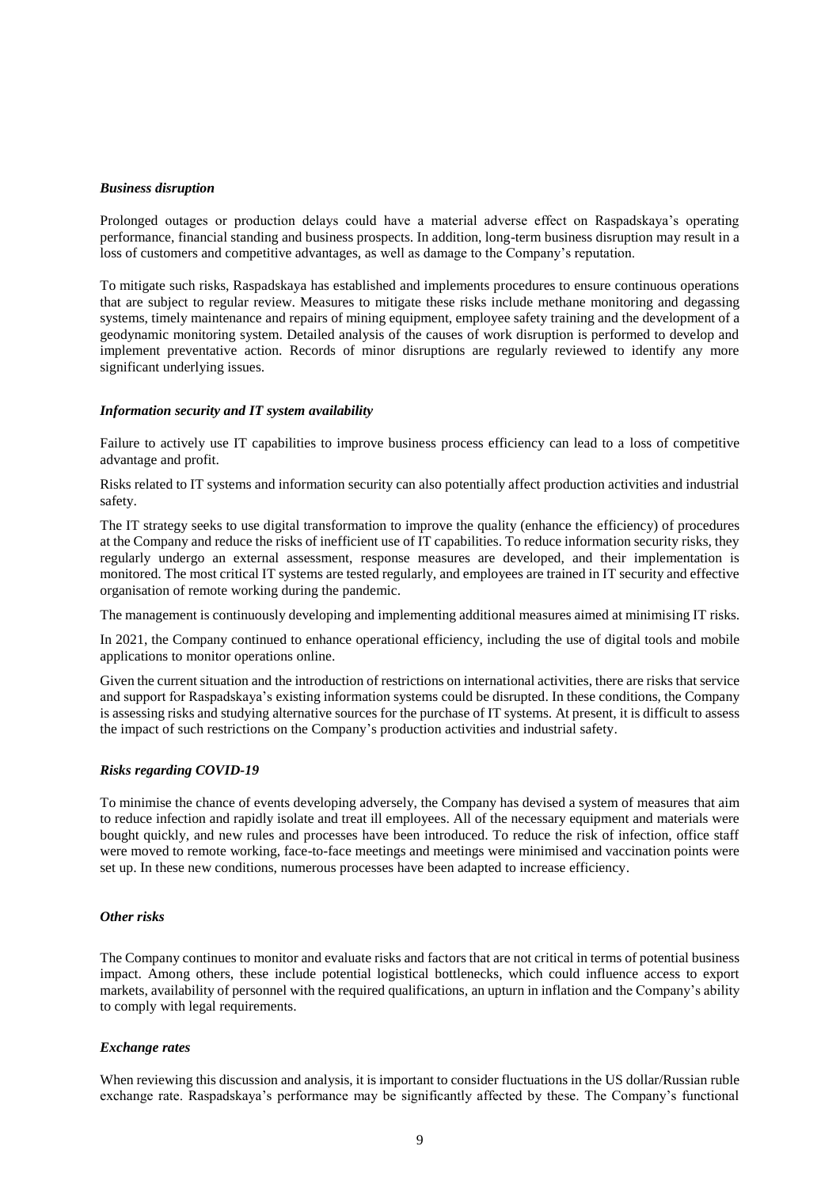### *Business disruption*

Prolonged outages or production delays could have a material adverse effect on Raspadskaya's operating performance, financial standing and business prospects. In addition, long-term business disruption may result in a loss of customers and competitive advantages, as well as damage to the Company's reputation.

To mitigate such risks, Raspadskaya has established and implements procedures to ensure continuous operations that are subject to regular review. Measures to mitigate these risks include methane monitoring and degassing systems, timely maintenance and repairs of mining equipment, employee safety training and the development of a geodynamic monitoring system. Detailed analysis of the causes of work disruption is performed to develop and implement preventative action. Records of minor disruptions are regularly reviewed to identify any more significant underlying issues.

### *Information security and IT system availability*

Failure to actively use IT capabilities to improve business process efficiency can lead to a loss of competitive advantage and profit.

Risks related to IT systems and information security can also potentially affect production activities and industrial safety.

The IT strategy seeks to use digital transformation to improve the quality (enhance the efficiency) of procedures at the Company and reduce the risks of inefficient use of IT capabilities. To reduce information security risks, they regularly undergo an external assessment, response measures are developed, and their implementation is monitored. The most critical IT systems are tested regularly, and employees are trained in IT security and effective organisation of remote working during the pandemic.

The management is continuously developing and implementing additional measures aimed at minimising IT risks.

In 2021, the Company continued to enhance operational efficiency, including the use of digital tools and mobile applications to monitor operations online.

Given the current situation and the introduction of restrictions on international activities, there are risks that service and support for Raspadskaya's existing information systems could be disrupted. In these conditions, the Company is assessing risks and studying alternative sources for the purchase of IT systems. At present, it is difficult to assess the impact of such restrictions on the Company's production activities and industrial safety.

### *Risks regarding COVID-19*

To minimise the chance of events developing adversely, the Company has devised a system of measures that aim to reduce infection and rapidly isolate and treat ill employees. All of the necessary equipment and materials were bought quickly, and new rules and processes have been introduced. To reduce the risk of infection, office staff were moved to remote working, face-to-face meetings and meetings were minimised and vaccination points were set up. In these new conditions, numerous processes have been adapted to increase efficiency.

### *Other risks*

The Company continues to monitor and evaluate risks and factors that are not critical in terms of potential business impact. Among others, these include potential logistical bottlenecks, which could influence access to export markets, availability of personnel with the required qualifications, an upturn in inflation and the Company's ability to comply with legal requirements.

### *Exchange rates*

When reviewing this discussion and analysis, it is important to consider fluctuations in the US dollar/Russian ruble exchange rate. Raspadskaya's performance may be significantly affected by these. The Company's functional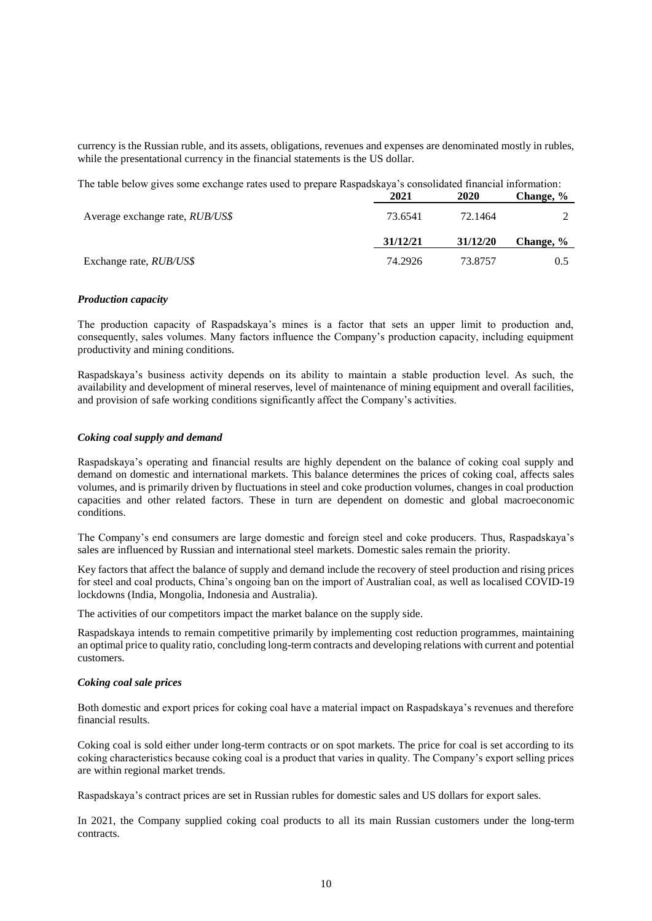currency is the Russian ruble, and its assets, obligations, revenues and expenses are denominated mostly in rubles, while the presentational currency in the financial statements is the US dollar.

The table below gives some exchange rates used to prepare Raspadskaya's consolidated financial information:

| | **2021** | **2020** | **Change, %** |
|---|---|---|---|
| Average exchange rate, *RUB/US$* | 73.6541 | 72.1464 | 2 |
| | **31/12/21** | **31/12/20** | **Change, %** |
| Exchange rate, *RUB/US$* | 74.2926 | 73.8757 | 0.5 |

### *Production capacity*

The production capacity of Raspadskaya's mines is a factor that sets an upper limit to production and, consequently, sales volumes. Many factors influence the Company's production capacity, including equipment productivity and mining conditions.

Raspadskaya's business activity depends on its ability to maintain a stable production level. As such, the availability and development of mineral reserves, level of maintenance of mining equipment and overall facilities, and provision of safe working conditions significantly affect the Company's activities.

### *Coking coal supply and demand*

Raspadskaya's operating and financial results are highly dependent on the balance of coking coal supply and demand on domestic and international markets. This balance determines the prices of coking coal, affects sales volumes, and is primarily driven by fluctuations in steel and coke production volumes, changes in coal production capacities and other related factors. These in turn are dependent on domestic and global macroeconomic conditions.

The Company's end consumers are large domestic and foreign steel and coke producers. Thus, Raspadskaya's sales are influenced by Russian and international steel markets. Domestic sales remain the priority.

Key factors that affect the balance of supply and demand include the recovery of steel production and rising prices for steel and coal products, China's ongoing ban on the import of Australian coal, as well as localised COVID-19 lockdowns (India, Mongolia, Indonesia and Australia).

The activities of our competitors impact the market balance on the supply side.

Raspadskaya intends to remain competitive primarily by implementing cost reduction programmes, maintaining an optimal price to quality ratio, concluding long-term contracts and developing relations with current and potential customers.

### *Coking coal sale prices*

Both domestic and export prices for coking coal have a material impact on Raspadskaya's revenues and therefore financial results.

Coking coal is sold either under long-term contracts or on spot markets. The price for coal is set according to its coking characteristics because coking coal is a product that varies in quality. The Company's export selling prices are within regional market trends.

Raspadskaya's contract prices are set in Russian rubles for domestic sales and US dollars for export sales.

In 2021, the Company supplied coking coal products to all its main Russian customers under the long-term contracts.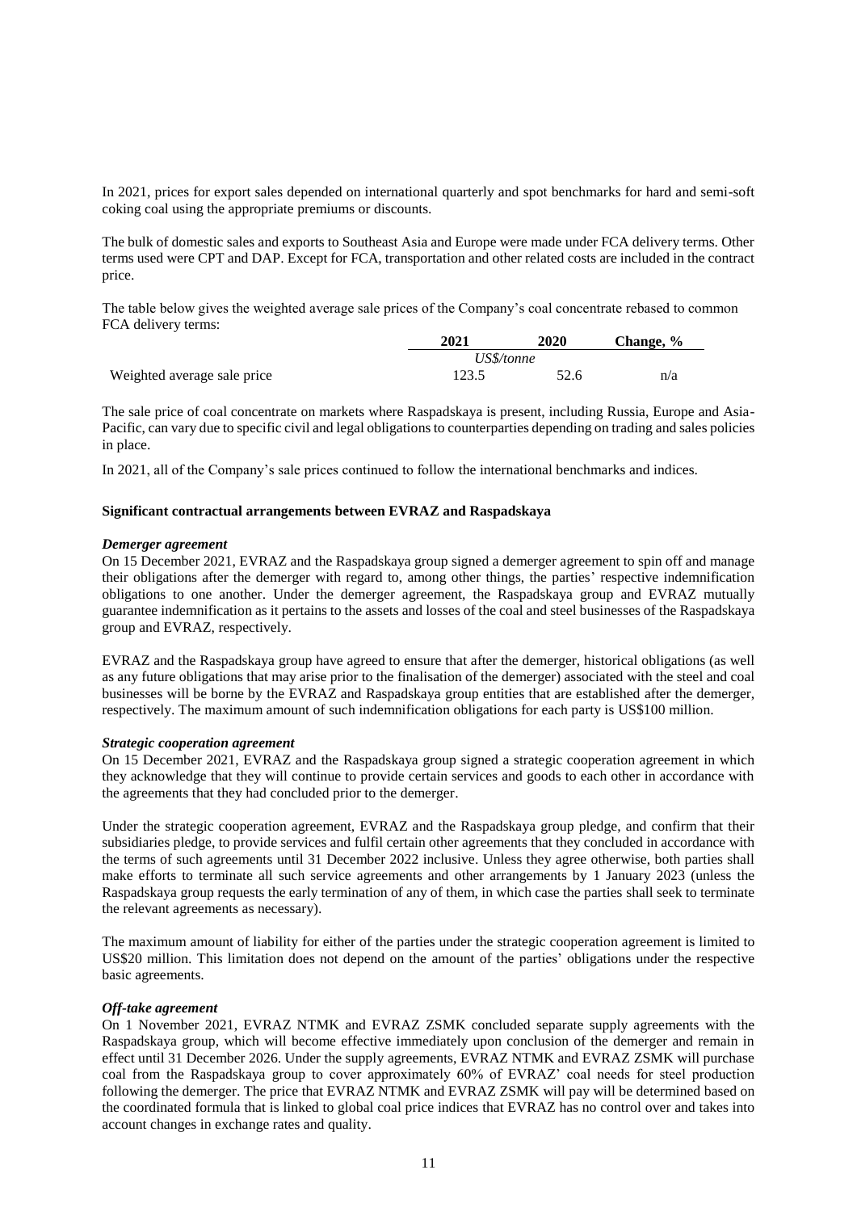In 2021, prices for export sales depended on international quarterly and spot benchmarks for hard and semi-soft coking coal using the appropriate premiums or discounts.

The bulk of domestic sales and exports to Southeast Asia and Europe were made under FCA delivery terms. Other terms used were CPT and DAP. Except for FCA, transportation and other related costs are included in the contract price.

The table below gives the weighted average sale prices of the Company's coal concentrate rebased to common FCA delivery terms:

| | 2021 | 2020 | Change, % |
|---|---|---|---|
| | *US$/tonne* | | |
| Weighted average sale price | 123.5 | 52.6 | n/a |

The sale price of coal concentrate on markets where Raspadskaya is present, including Russia, Europe and Asia-Pacific, can vary due to specific civil and legal obligations to counterparties depending on trading and sales policies in place.

In 2021, all of the Company's sale prices continued to follow the international benchmarks and indices.

**Significant contractual arrangements between EVRAZ and Raspadskaya**

***Demerger agreement***

On 15 December 2021, EVRAZ and the Raspadskaya group signed a demerger agreement to spin off and manage their obligations after the demerger with regard to, among other things, the parties' respective indemnification obligations to one another. Under the demerger agreement, the Raspadskaya group and EVRAZ mutually guarantee indemnification as it pertains to the assets and losses of the coal and steel businesses of the Raspadskaya group and EVRAZ, respectively.

EVRAZ and the Raspadskaya group have agreed to ensure that after the demerger, historical obligations (as well as any future obligations that may arise prior to the finalisation of the demerger) associated with the steel and coal businesses will be borne by the EVRAZ and Raspadskaya group entities that are established after the demerger, respectively. The maximum amount of such indemnification obligations for each party is US$100 million.

***Strategic cooperation agreement***

On 15 December 2021, EVRAZ and the Raspadskaya group signed a strategic cooperation agreement in which they acknowledge that they will continue to provide certain services and goods to each other in accordance with the agreements that they had concluded prior to the demerger.

Under the strategic cooperation agreement, EVRAZ and the Raspadskaya group pledge, and confirm that their subsidiaries pledge, to provide services and fulfil certain other agreements that they concluded in accordance with the terms of such agreements until 31 December 2022 inclusive. Unless they agree otherwise, both parties shall make efforts to terminate all such service agreements and other arrangements by 1 January 2023 (unless the Raspadskaya group requests the early termination of any of them, in which case the parties shall seek to terminate the relevant agreements as necessary).

The maximum amount of liability for either of the parties under the strategic cooperation agreement is limited to US$20 million. This limitation does not depend on the amount of the parties' obligations under the respective basic agreements.

***Off-take agreement***

On 1 November 2021, EVRAZ NTMK and EVRAZ ZSMK concluded separate supply agreements with the Raspadskaya group, which will become effective immediately upon conclusion of the demerger and remain in effect until 31 December 2026. Under the supply agreements, EVRAZ NTMK and EVRAZ ZSMK will purchase coal from the Raspadskaya group to cover approximately 60% of EVRAZ' coal needs for steel production following the demerger. The price that EVRAZ NTMK and EVRAZ ZSMK will pay will be determined based on the coordinated formula that is linked to global coal price indices that EVRAZ has no control over and takes into account changes in exchange rates and quality.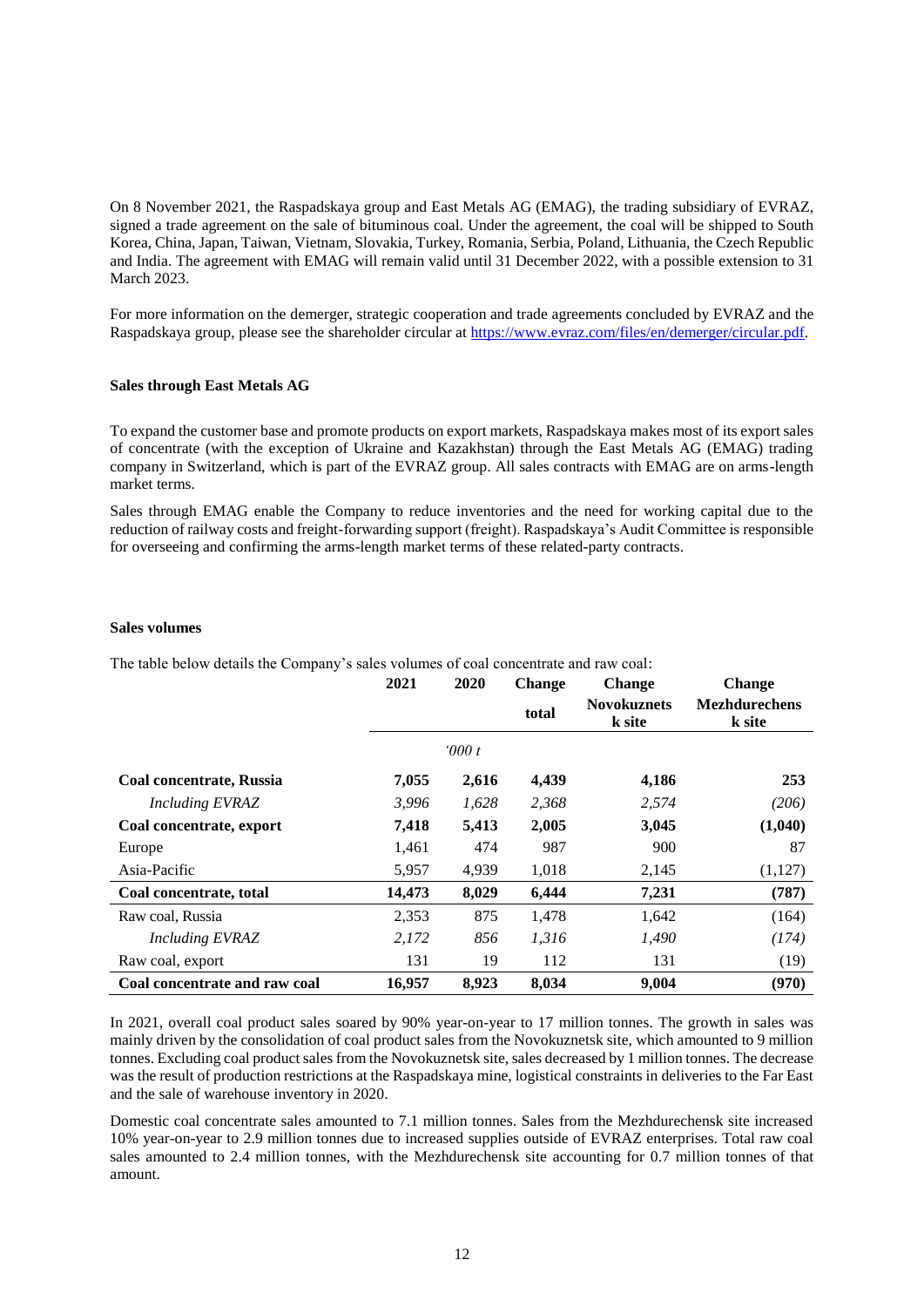On 8 November 2021, the Raspadskaya group and East Metals AG (EMAG), the trading subsidiary of EVRAZ, signed a trade agreement on the sale of bituminous coal. Under the agreement, the coal will be shipped to South Korea, China, Japan, Taiwan, Vietnam, Slovakia, Turkey, Romania, Serbia, Poland, Lithuania, the Czech Republic and India. The agreement with EMAG will remain valid until 31 December 2022, with a possible extension to 31 March 2023.

For more information on the demerger, strategic cooperation and trade agreements concluded by EVRAZ and the Raspadskaya group, please see the shareholder circular at https://www.evraz.com/files/en/demerger/circular.pdf.

**Sales through East Metals AG**

To expand the customer base and promote products on export markets, Raspadskaya makes most of its export sales of concentrate (with the exception of Ukraine and Kazakhstan) through the East Metals AG (EMAG) trading company in Switzerland, which is part of the EVRAZ group. All sales contracts with EMAG are on arms-length market terms.

Sales through EMAG enable the Company to reduce inventories and the need for working capital due to the reduction of railway costs and freight-forwarding support (freight). Raspadskaya's Audit Committee is responsible for overseeing and confirming the arms-length market terms of these related-party contracts.

**Sales volumes**

The table below details the Company's sales volumes of coal concentrate and raw coal:

| | 2021 | 2020 | Change total | Change Novokuznetsk site | Change Mezhdurechensk site |
|---|---|---|---|---|---|
| | | *'000 t* | | | |
| **Coal concentrate, Russia** | **7,055** | **2,616** | **4,439** | **4,186** | **253** |
| *Including EVRAZ* | *3,996* | *1,628* | *2,368* | *2,574* | *(206)* |
| **Coal concentrate, export** | **7,418** | **5,413** | **2,005** | **3,045** | **(1,040)** |
| Europe | 1,461 | 474 | 987 | 900 | 87 |
| Asia-Pacific | 5,957 | 4,939 | 1,018 | 2,145 | (1,127) |
| **Coal concentrate, total** | **14,473** | **8,029** | **6,444** | **7,231** | **(787)** |
| Raw coal, Russia | 2,353 | 875 | 1,478 | 1,642 | (164) |
| *Including EVRAZ* | *2,172* | *856* | *1,316* | *1,490* | *(174)* |
| Raw coal, export | 131 | 19 | 112 | 131 | (19) |
| **Coal concentrate and raw coal** | **16,957** | **8,923** | **8,034** | **9,004** | **(970)** |

In 2021, overall coal product sales soared by 90% year-on-year to 17 million tonnes. The growth in sales was mainly driven by the consolidation of coal product sales from the Novokuznetsk site, which amounted to 9 million tonnes. Excluding coal product sales from the Novokuznetsk site, sales decreased by 1 million tonnes. The decrease was the result of production restrictions at the Raspadskaya mine, logistical constraints in deliveries to the Far East and the sale of warehouse inventory in 2020.

Domestic coal concentrate sales amounted to 7.1 million tonnes. Sales from the Mezhdurechensk site increased 10% year-on-year to 2.9 million tonnes due to increased supplies outside of EVRAZ enterprises. Total raw coal sales amounted to 2.4 million tonnes, with the Mezhdurechensk site accounting for 0.7 million tonnes of that amount.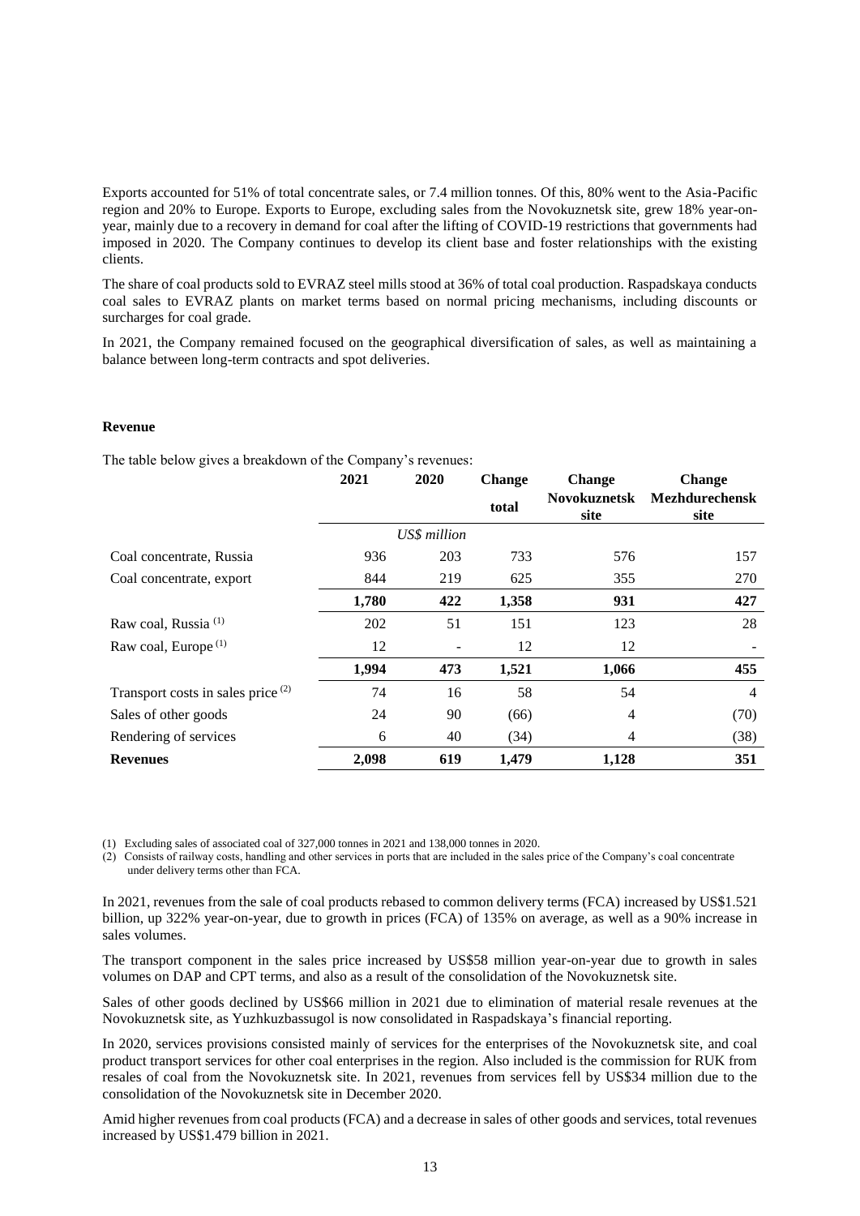Exports accounted for 51% of total concentrate sales, or 7.4 million tonnes. Of this, 80% went to the Asia-Pacific region and 20% to Europe. Exports to Europe, excluding sales from the Novokuznetsk site, grew 18% year-on-year, mainly due to a recovery in demand for coal after the lifting of COVID-19 restrictions that governments had imposed in 2020. The Company continues to develop its client base and foster relationships with the existing clients.

The share of coal products sold to EVRAZ steel mills stood at 36% of total coal production. Raspadskaya conducts coal sales to EVRAZ plants on market terms based on normal pricing mechanisms, including discounts or surcharges for coal grade.

In 2021, the Company remained focused on the geographical diversification of sales, as well as maintaining a balance between long-term contracts and spot deliveries.

**Revenue**

The table below gives a breakdown of the Company's revenues:

| | 2021 | 2020 | Change total | Change Novokuznetsk site | Change Mezhdurechensk site |
|---|---|---|---|---|---|
| | | *US$ million* | | | |
| Coal concentrate, Russia | 936 | 203 | 733 | 576 | 157 |
| Coal concentrate, export | 844 | 219 | 625 | 355 | 270 |
| | **1,780** | **422** | **1,358** | **931** | **427** |
| Raw coal, Russia [(1)] | 202 | 51 | 151 | 123 | 28 |
| Raw coal, Europe [(1)] | 12 | - | 12 | 12 | - |
| | **1,994** | **473** | **1,521** | **1,066** | **455** |
| Transport costs in sales price [(2)] | 74 | 16 | 58 | 54 | 4 |
| Sales of other goods | 24 | 90 | (66) | 4 | (70) |
| Rendering of services | 6 | 40 | (34) | 4 | (38) |
| **Revenues** | **2,098** | **619** | **1,479** | **1,128** | **351** |

(1) Excluding sales of associated coal of 327,000 tonnes in 2021 and 138,000 tonnes in 2020.

(2) Consists of railway costs, handling and other services in ports that are included in the sales price of the Company's coal concentrate under delivery terms other than FCA.

In 2021, revenues from the sale of coal products rebased to common delivery terms (FCA) increased by US$1.521 billion, up 322% year-on-year, due to growth in prices (FCA) of 135% on average, as well as a 90% increase in sales volumes.

The transport component in the sales price increased by US$58 million year-on-year due to growth in sales volumes on DAP and CPT terms, and also as a result of the consolidation of the Novokuznetsk site.

Sales of other goods declined by US$66 million in 2021 due to elimination of material resale revenues at the Novokuznetsk site, as Yuzhkuzbassugol is now consolidated in Raspadskaya's financial reporting.

In 2020, services provisions consisted mainly of services for the enterprises of the Novokuznetsk site, and coal product transport services for other coal enterprises in the region. Also included is the commission for RUK from resales of coal from the Novokuznetsk site. In 2021, revenues from services fell by US$34 million due to the consolidation of the Novokuznetsk site in December 2020.

Amid higher revenues from coal products (FCA) and a decrease in sales of other goods and services, total revenues increased by US$1.479 billion in 2021.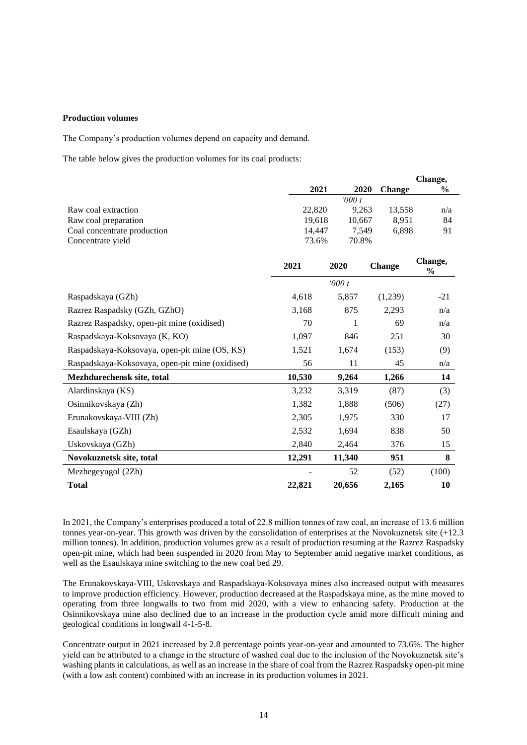**Production volumes**

The Company's production volumes depend on capacity and demand.

The table below gives the production volumes for its coal products:

| | 2021 | 2020 | Change | Change, % |
|---|---|---|---|---|
| | '000 t | | | |
| Raw coal extraction | 22,820 | 9,263 | 13,558 | n/a |
| Raw coal preparation | 19,618 | 10,667 | 8,951 | 84 |
| Coal concentrate production | 14,447 | 7,549 | 6,898 | 91 |
| Concentrate yield | 73.6% | 70.8% | | |

| | 2021 | 2020 | Change | Change, % |
|---|---|---|---|---|
| | '000 t | | | |
| Raspadskaya (GZh) | 4,618 | 5,857 | (1,239) | -21 |
| Razrez Raspadsky (GZh, GZhO) | 3,168 | 875 | 2,293 | n/a |
| Razrez Raspadsky, open-pit mine (oxidised) | 70 | 1 | 69 | n/a |
| Raspadskaya-Koksovaya (K, KO) | 1,097 | 846 | 251 | 30 |
| Raspadskaya-Koksovaya, open-pit mine (OS, KS) | 1,521 | 1,674 | (153) | (9) |
| Raspadskaya-Koksovaya, open-pit mine (oxidised) | 56 | 11 | 45 | n/a |
| **Mezhdurechensk site, total** | **10,530** | **9,264** | **1,266** | **14** |
| Alardinskaya (KS) | 3,232 | 3,319 | (87) | (3) |
| Osinnikovskaya (Zh) | 1,382 | 1,888 | (506) | (27) |
| Erunakovskaya-VIII (Zh) | 2,305 | 1,975 | 330 | 17 |
| Esaulskaya (GZh) | 2,532 | 1,694 | 838 | 50 |
| Uskovskaya (GZh) | 2,840 | 2,464 | 376 | 15 |
| **Novokuznetsk site, total** | **12,291** | **11,340** | **951** | **8** |
| Mezhegeyugol (2Zh) | - | 52 | (52) | (100) |
| **Total** | **22,821** | **20,656** | **2,165** | **10** |

In 2021, the Company's enterprises produced a total of 22.8 million tonnes of raw coal, an increase of 13.6 million tonnes year-on-year. This growth was driven by the consolidation of enterprises at the Novokuznetsk site (+12.3 million tonnes). In addition, production volumes grew as a result of production resuming at the Razrez Raspadsky open-pit mine, which had been suspended in 2020 from May to September amid negative market conditions, as well as the Esaulskaya mine switching to the new coal bed 29.

The Erunakovskaya-VIII, Uskovskaya and Raspadskaya-Koksovaya mines also increased output with measures to improve production efficiency. However, production decreased at the Raspadskaya mine, as the mine moved to operating from three longwalls to two from mid 2020, with a view to enhancing safety. Production at the Osinnikovskaya mine also declined due to an increase in the production cycle amid more difficult mining and geological conditions in longwall 4-1-5-8.

Concentrate output in 2021 increased by 2.8 percentage points year-on-year and amounted to 73.6%. The higher yield can be attributed to a change in the structure of washed coal due to the inclusion of the Novokuznetsk site's washing plants in calculations, as well as an increase in the share of coal from the Razrez Raspadsky open-pit mine (with a low ash content) combined with an increase in its production volumes in 2021.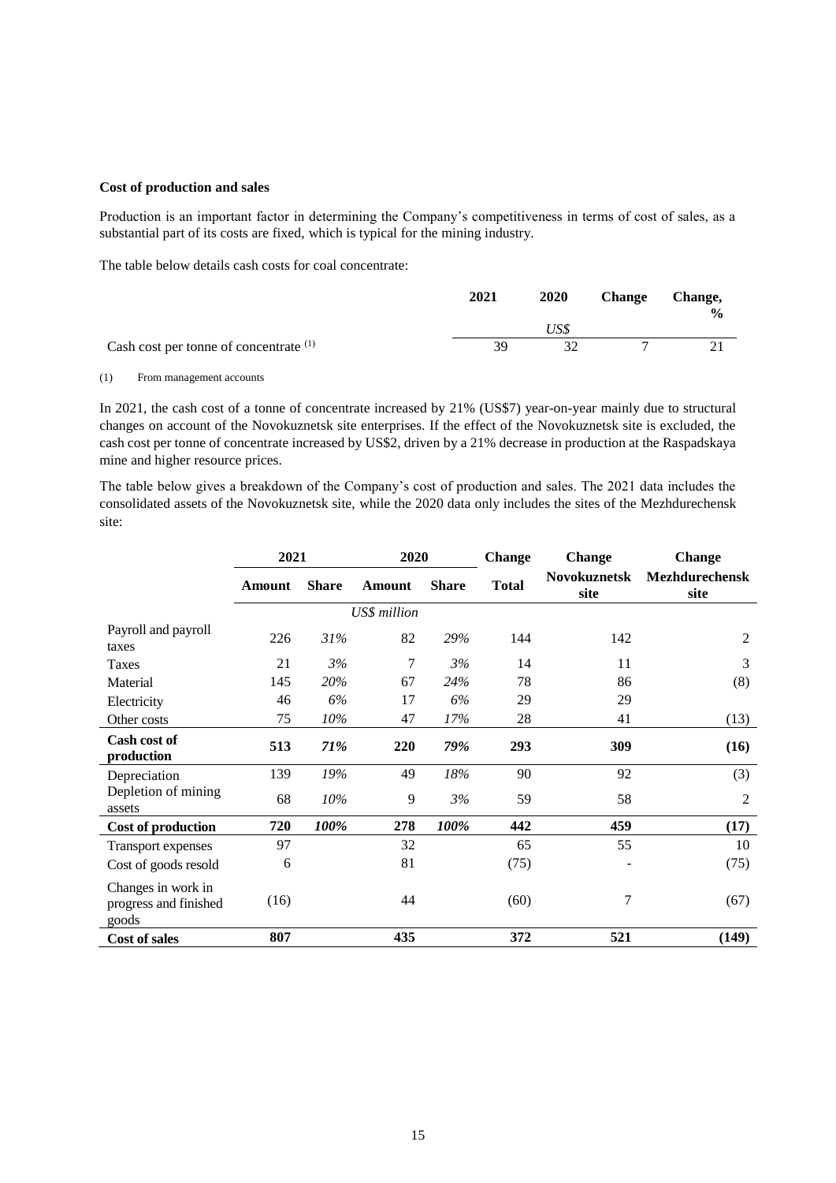**Cost of production and sales**

Production is an important factor in determining the Company's competitiveness in terms of cost of sales, as a substantial part of its costs are fixed, which is typical for the mining industry.

The table below details cash costs for coal concentrate:

| | 2021 | 2020 | Change | Change, % |
|---|---|---|---|---|
| | | *US$* | | |
| Cash cost per tonne of concentrate [(1)] | 39 | 32 | 7 | 21 |

(1) From management accounts

In 2021, the cash cost of a tonne of concentrate increased by 21% (US$7) year-on-year mainly due to structural changes on account of the Novokuznetsk site enterprises. If the effect of the Novokuznetsk site is excluded, the cash cost per tonne of concentrate increased by US$2, driven by a 21% decrease in production at the Raspadskaya mine and higher resource prices.

The table below gives a breakdown of the Company's cost of production and sales. The 2021 data includes the consolidated assets of the Novokuznetsk site, while the 2020 data only includes the sites of the Mezhdurechensk site:

| | 2021 | | 2020 | | Change | Change | Change |
|---|---|---|---|---|---|---|---|
| | **Amount** | **Share** | **Amount** | **Share** | **Total** | **Novokuznetsk site** | **Mezhdurechensk site** |
| | | | *US$ million* | | | | |
| Payroll and payroll taxes | 226 | *31%* | 82 | *29%* | 144 | 142 | 2 |
| Taxes | 21 | *3%* | 7 | *3%* | 14 | 11 | 3 |
| Material | 145 | *20%* | 67 | *24%* | 78 | 86 | (8) |
| Electricity | 46 | *6%* | 17 | *6%* | 29 | 29 | |
| Other costs | 75 | *10%* | 47 | *17%* | 28 | 41 | (13) |
| **Cash cost of production** | **513** | ***71%*** | **220** | ***79%*** | **293** | **309** | **(16)** |
| Depreciation | 139 | *19%* | 49 | *18%* | 90 | 92 | (3) |
| Depletion of mining assets | 68 | *10%* | 9 | *3%* | 59 | 58 | 2 |
| **Cost of production** | **720** | ***100%*** | **278** | ***100%*** | **442** | **459** | **(17)** |
| Transport expenses | 97 | | 32 | | 65 | 55 | 10 |
| Cost of goods resold | 6 | | 81 | | (75) | - | (75) |
| Changes in work in progress and finished goods | (16) | | 44 | | (60) | 7 | (67) |
| **Cost of sales** | **807** | | **435** | | **372** | **521** | **(149)** |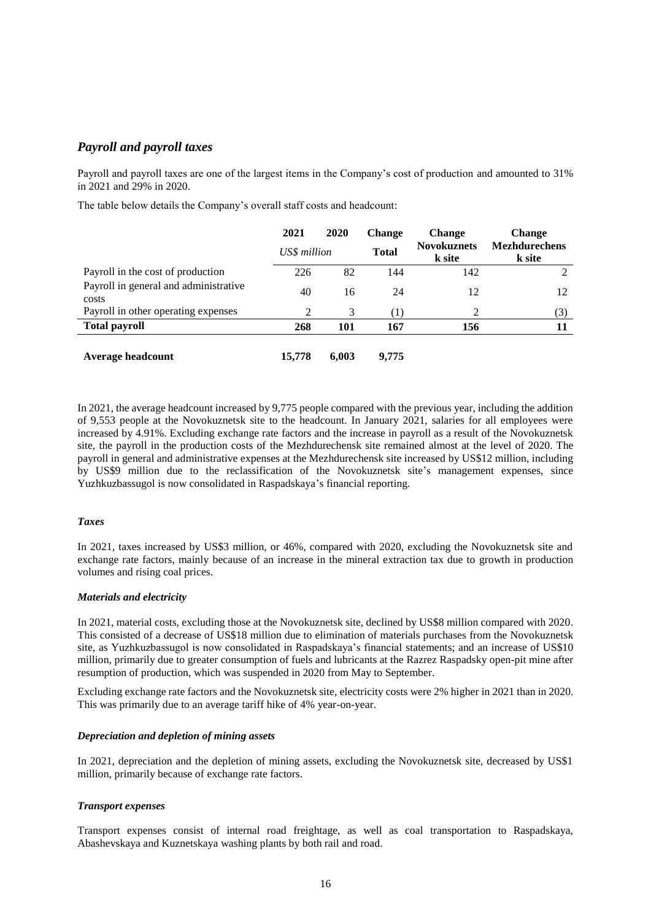## *Payroll and payroll taxes*

Payroll and payroll taxes are one of the largest items in the Company's cost of production and amounted to 31% in 2021 and 29% in 2020.

The table below details the Company's overall staff costs and headcount:

| | 2021 | 2020 | Change | Change | Change |
|---|---|---|---|---|---|
| | *US$ million* | | **Total** | **Novokuznetsk site** | **Mezhdurechensk site** |
| Payroll in the cost of production | 226 | 82 | 144 | 142 | 2 |
| Payroll in general and administrative costs | 40 | 16 | 24 | 12 | 12 |
| Payroll in other operating expenses | 2 | 3 | (1) | 2 | (3) |
| **Total payroll** | **268** | **101** | **167** | **156** | **11** |
| **Average headcount** | **15,778** | **6,003** | **9,775** | | |

In 2021, the average headcount increased by 9,775 people compared with the previous year, including the addition of 9,553 people at the Novokuznetsk site to the headcount. In January 2021, salaries for all employees were increased by 4.91%. Excluding exchange rate factors and the increase in payroll as a result of the Novokuznetsk site, the payroll in the production costs of the Mezhdurechensk site remained almost at the level of 2020. The payroll in general and administrative expenses at the Mezhdurechensk site increased by US$12 million, including by US$9 million due to the reclassification of the Novokuznetsk site's management expenses, since Yuzhkuzbassugol is now consolidated in Raspadskaya's financial reporting.

### *Taxes*

In 2021, taxes increased by US$3 million, or 46%, compared with 2020, excluding the Novokuznetsk site and exchange rate factors, mainly because of an increase in the mineral extraction tax due to growth in production volumes and rising coal prices.

### *Materials and electricity*

In 2021, material costs, excluding those at the Novokuznetsk site, declined by US$8 million compared with 2020. This consisted of a decrease of US$18 million due to elimination of materials purchases from the Novokuznetsk site, as Yuzhkuzbassugol is now consolidated in Raspadskaya's financial statements; and an increase of US$10 million, primarily due to greater consumption of fuels and lubricants at the Razrez Raspadsky open-pit mine after resumption of production, which was suspended in 2020 from May to September.

Excluding exchange rate factors and the Novokuznetsk site, electricity costs were 2% higher in 2021 than in 2020. This was primarily due to an average tariff hike of 4% year-on-year.

### *Depreciation and depletion of mining assets*

In 2021, depreciation and the depletion of mining assets, excluding the Novokuznetsk site, decreased by US$1 million, primarily because of exchange rate factors.

### *Transport expenses*

Transport expenses consist of internal road freightage, as well as coal transportation to Raspadskaya, Abashevskaya and Kuznetskaya washing plants by both rail and road.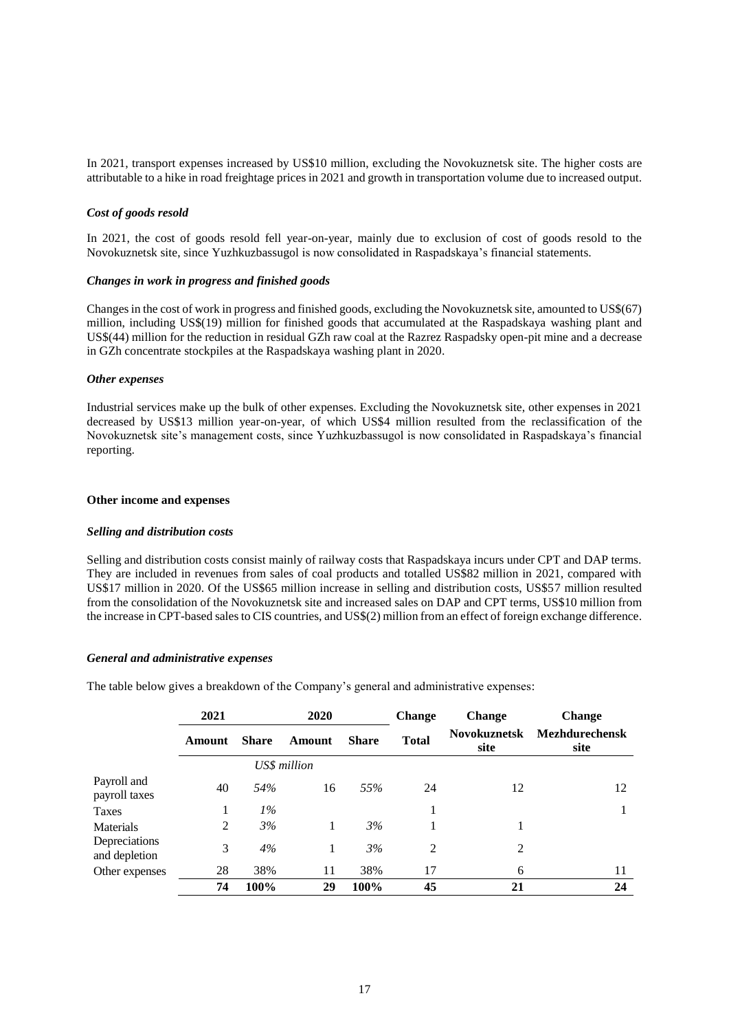In 2021, transport expenses increased by US$10 million, excluding the Novokuznetsk site. The higher costs are attributable to a hike in road freightage prices in 2021 and growth in transportation volume due to increased output.

***Cost of goods resold***

In 2021, the cost of goods resold fell year-on-year, mainly due to exclusion of cost of goods resold to the Novokuznetsk site, since Yuzhkuzbassugol is now consolidated in Raspadskaya's financial statements.

***Changes in work in progress and finished goods***

Changes in the cost of work in progress and finished goods, excluding the Novokuznetsk site, amounted to US$(67) million, including US$(19) million for finished goods that accumulated at the Raspadskaya washing plant and US$(44) million for the reduction in residual GZh raw coal at the Razrez Raspadsky open-pit mine and a decrease in GZh concentrate stockpiles at the Raspadskaya washing plant in 2020.

***Other expenses***

Industrial services make up the bulk of other expenses. Excluding the Novokuznetsk site, other expenses in 2021 decreased by US$13 million year-on-year, of which US$4 million resulted from the reclassification of the Novokuznetsk site's management costs, since Yuzhkuzbassugol is now consolidated in Raspadskaya's financial reporting.

**Other income and expenses**

***Selling and distribution costs***

Selling and distribution costs consist mainly of railway costs that Raspadskaya incurs under CPT and DAP terms. They are included in revenues from sales of coal products and totalled US$82 million in 2021, compared with US$17 million in 2020. Of the US$65 million increase in selling and distribution costs, US$57 million resulted from the consolidation of the Novokuznetsk site and increased sales on DAP and CPT terms, US$10 million from the increase in CPT-based sales to CIS countries, and US$(2) million from an effect of foreign exchange difference.

***General and administrative expenses***

The table below gives a breakdown of the Company's general and administrative expenses:

| | 2021 | | 2020 | | Change | Change | Change |
|---|---|---|---|---|---|---|---|
| | **Amount** | **Share** | **Amount** | **Share** | **Total** | **Novokuznetsk site** | **Mezhdurechensk site** |
| | | | *US$ million* | | | | |
| Payroll and payroll taxes | 40 | *54%* | 16 | *55%* | 24 | 12 | 12 |
| Taxes | 1 | *1%* | | | 1 | | 1 |
| Materials | 2 | *3%* | 1 | *3%* | 1 | 1 | |
| Depreciations and depletion | 3 | *4%* | 1 | *3%* | 2 | 2 | |
| Other expenses | 28 | 38% | 11 | 38% | 17 | 6 | 11 |
| | **74** | **100%** | **29** | **100%** | **45** | **21** | **24** |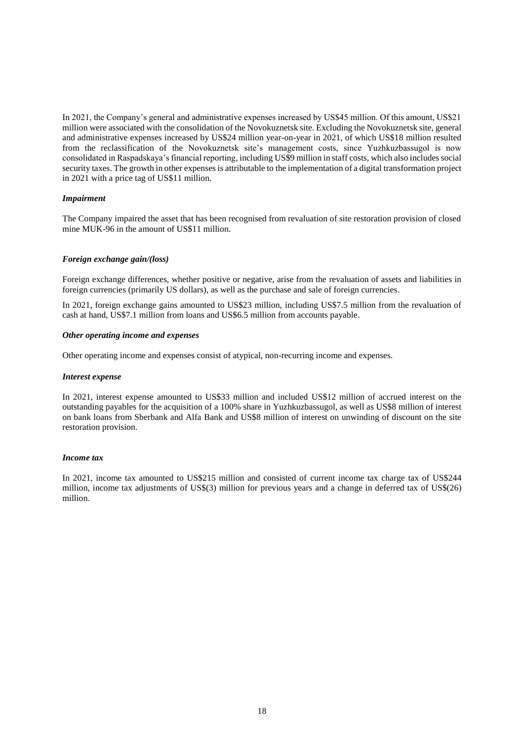In 2021, the Company's general and administrative expenses increased by US$45 million. Of this amount, US$21 million were associated with the consolidation of the Novokuznetsk site. Excluding the Novokuznetsk site, general and administrative expenses increased by US$24 million year-on-year in 2021, of which US$18 million resulted from the reclassification of the Novokuznetsk site's management costs, since Yuzhkuzbassugol is now consolidated in Raspadskaya's financial reporting, including US$9 million in staff costs, which also includes social security taxes. The growth in other expenses is attributable to the implementation of a digital transformation project in 2021 with a price tag of US$11 million.

### *Impairment*

The Company impaired the asset that has been recognised from revaluation of site restoration provision of closed mine MUK-96 in the amount of US$11 million.

### *Foreign exchange gain/(loss)*

Foreign exchange differences, whether positive or negative, arise from the revaluation of assets and liabilities in foreign currencies (primarily US dollars), as well as the purchase and sale of foreign currencies.

In 2021, foreign exchange gains amounted to US$23 million, including US$7.5 million from the revaluation of cash at hand, US$7.1 million from loans and US$6.5 million from accounts payable.

### *Other operating income and expenses*

Other operating income and expenses consist of atypical, non-recurring income and expenses.

### *Interest expense*

In 2021, interest expense amounted to US$33 million and included US$12 million of accrued interest on the outstanding payables for the acquisition of a 100% share in Yuzhkuzbassugol, as well as US$8 million of interest on bank loans from Sberbank and Alfa Bank and US$8 million of interest on unwinding of discount on the site restoration provision.

### *Income tax*

In 2021, income tax amounted to US$215 million and consisted of current income tax charge tax of US$244 million, income tax adjustments of US$(3) million for previous years and a change in deferred tax of US$(26) million.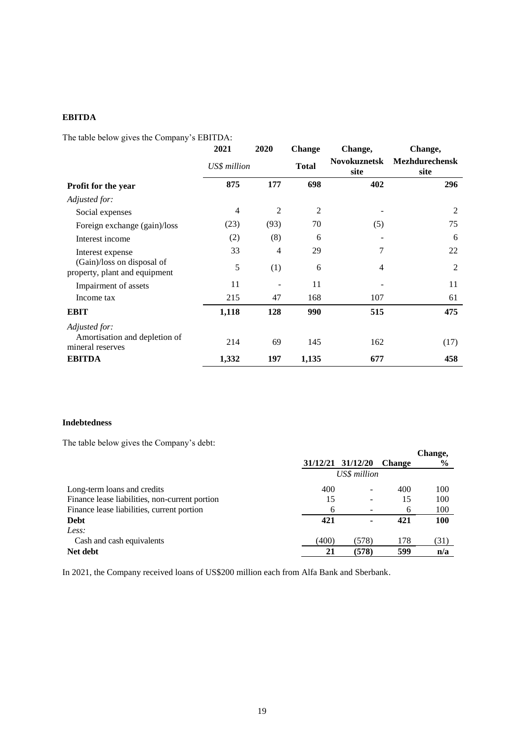**EBITDA**

The table below gives the Company's EBITDA:

| | 2021 | 2020 | Change | Change, | Change, |
|---|---|---|---|---|---|
| | *US$ million* | | **Total** | **Novokuznetsk site** | **Mezhdurechensk site** |
| **Profit for the year** | **875** | **177** | **698** | **402** | **296** |
| *Adjusted for:* | | | | | |
| Social expenses | 4 | 2 | 2 | - | 2 |
| Foreign exchange (gain)/loss | (23) | (93) | 70 | (5) | 75 |
| Interest income | (2) | (8) | 6 | - | 6 |
| Interest expense | 33 | 4 | 29 | 7 | 22 |
| (Gain)/loss on disposal of property, plant and equipment | 5 | (1) | 6 | 4 | 2 |
| Impairment of assets | 11 | - | 11 | - | 11 |
| Income tax | 215 | 47 | 168 | 107 | 61 |
| **EBIT** | **1,118** | **128** | **990** | **515** | **475** |
| *Adjusted for:* | | | | | |
| Amortisation and depletion of mineral reserves | 214 | 69 | 145 | 162 | (17) |
| **EBITDA** | **1,332** | **197** | **1,135** | **677** | **458** |

**Indebtedness**

The table below gives the Company's debt:

| | 31/12/21 | 31/12/20 | Change | Change, % |
|---|---|---|---|---|
| | | *US$ million* | | |
| Long-term loans and credits | 400 | - | 400 | 100 |
| Finance lease liabilities, non-current portion | 15 | - | 15 | 100 |
| Finance lease liabilities, current portion | 6 | - | 6 | 100 |
| **Debt** | **421** | **-** | **421** | **100** |
| *Less:* | | | | |
| Cash and cash equivalents | (400) | (578) | 178 | (31) |
| **Net debt** | **21** | **(578)** | **599** | **n/a** |

In 2021, the Company received loans of US$200 million each from Alfa Bank and Sberbank.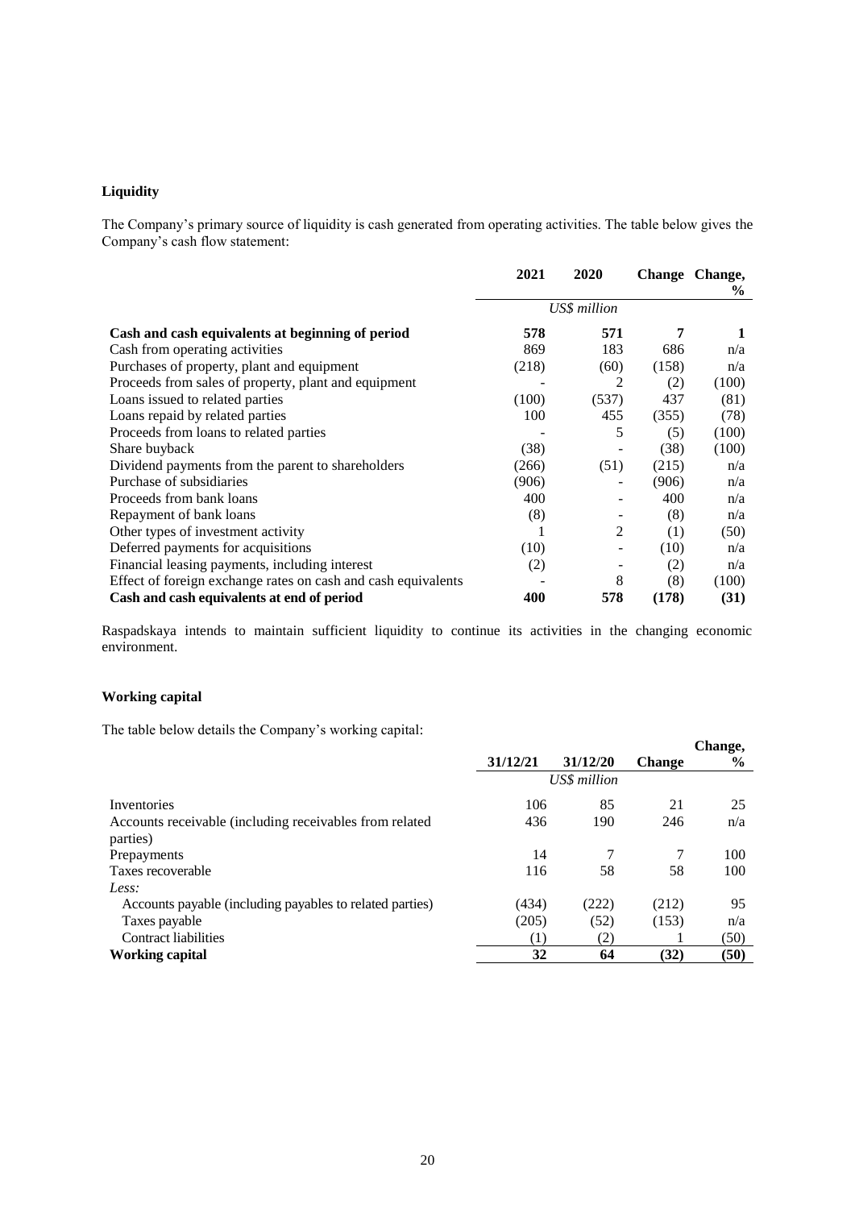**Liquidity**

The Company's primary source of liquidity is cash generated from operating activities. The table below gives the Company's cash flow statement:

| | 2021 | 2020 | Change | Change, % |
|---|---|---|---|---|
| | *US$ million* | | | |
| **Cash and cash equivalents at beginning of period** | **578** | **571** | **7** | **1** |
| Cash from operating activities | 869 | 183 | 686 | n/a |
| Purchases of property, plant and equipment | (218) | (60) | (158) | n/a |
| Proceeds from sales of property, plant and equipment | - | 2 | (2) | (100) |
| Loans issued to related parties | (100) | (537) | 437 | (81) |
| Loans repaid by related parties | 100 | 455 | (355) | (78) |
| Proceeds from loans to related parties | - | 5 | (5) | (100) |
| Share buyback | (38) | - | (38) | (100) |
| Dividend payments from the parent to shareholders | (266) | (51) | (215) | n/a |
| Purchase of subsidiaries | (906) | - | (906) | n/a |
| Proceeds from bank loans | 400 | - | 400 | n/a |
| Repayment of bank loans | (8) | - | (8) | n/a |
| Other types of investment activity | 1 | 2 | (1) | (50) |
| Deferred payments for acquisitions | (10) | - | (10) | n/a |
| Financial leasing payments, including interest | (2) | - | (2) | n/a |
| Effect of foreign exchange rates on cash and cash equivalents | - | 8 | (8) | (100) |
| **Cash and cash equivalents at end of period** | **400** | **578** | **(178)** | **(31)** |

Raspadskaya intends to maintain sufficient liquidity to continue its activities in the changing economic environment.

**Working capital**

The table below details the Company's working capital:

| | 31/12/21 | 31/12/20 | Change | Change, % |
|---|---|---|---|---|
| | *US$ million* | | | |
| Inventories | 106 | 85 | 21 | 25 |
| Accounts receivable (including receivables from related parties) | 436 | 190 | 246 | n/a |
| Prepayments | 14 | 7 | 7 | 100 |
| Taxes recoverable | 116 | 58 | 58 | 100 |
| *Less:* | | | | |
| Accounts payable (including payables to related parties) | (434) | (222) | (212) | 95 |
| Taxes payable | (205) | (52) | (153) | n/a |
| Contract liabilities | (1) | (2) | 1 | (50) |
| **Working capital** | **32** | **64** | **(32)** | **(50)** |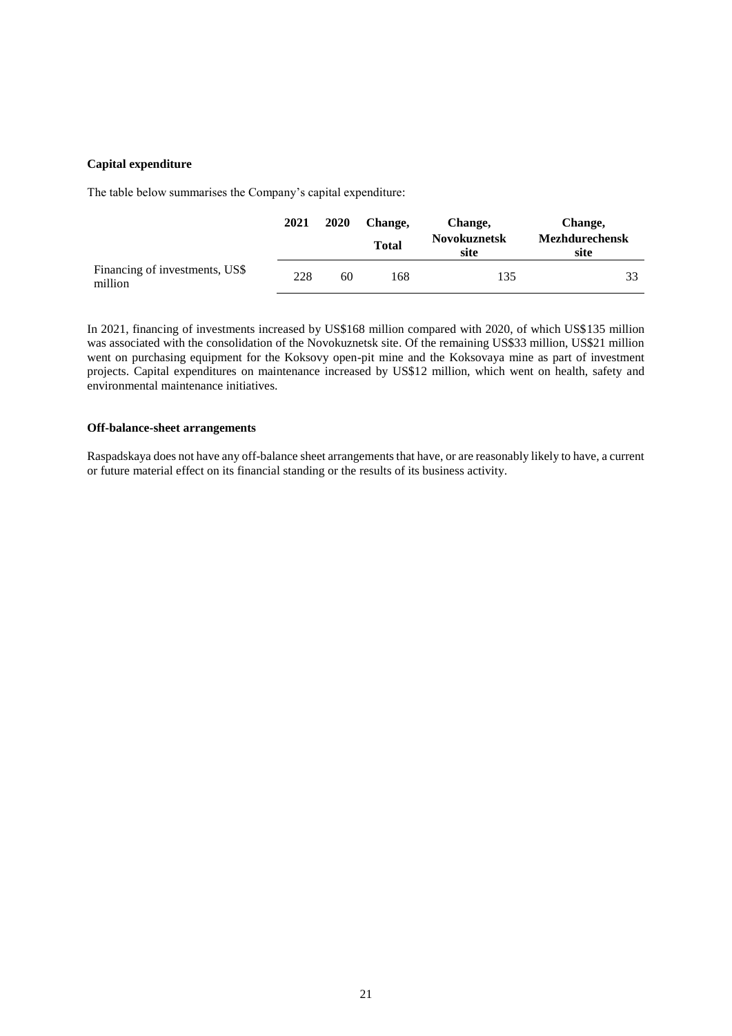**Capital expenditure**

The table below summarises the Company's capital expenditure:

| | 2021 | 2020 | Change, Total | Change, Novokuznetsk site | Change, Mezhdurechensk site |
|---|---|---|---|---|---|
| Financing of investments, US$ million | 228 | 60 | 168 | 135 | 33 |

In 2021, financing of investments increased by US$168 million compared with 2020, of which US$135 million was associated with the consolidation of the Novokuznetsk site. Of the remaining US$33 million, US$21 million went on purchasing equipment for the Koksovy open-pit mine and the Koksovaya mine as part of investment projects. Capital expenditures on maintenance increased by US$12 million, which went on health, safety and environmental maintenance initiatives.

**Off-balance-sheet arrangements**

Raspadskaya does not have any off-balance sheet arrangements that have, or are reasonably likely to have, a current or future material effect on its financial standing or the results of its business activity.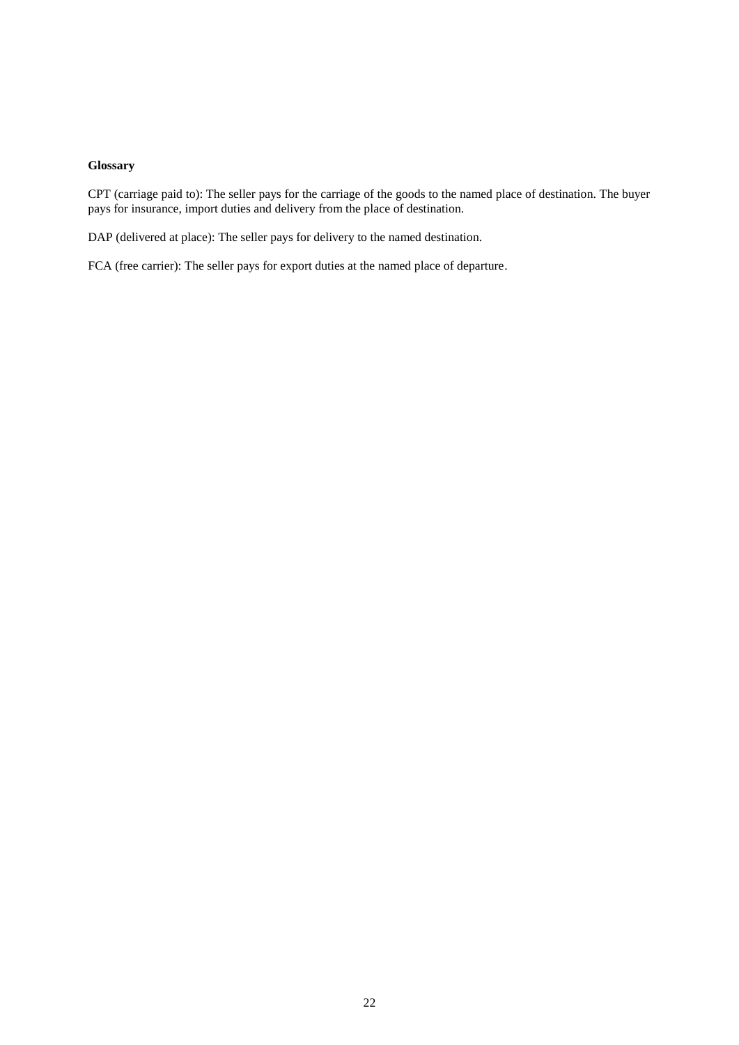**Glossary**

CPT (carriage paid to): The seller pays for the carriage of the goods to the named place of destination. The buyer pays for insurance, import duties and delivery from the place of destination.

DAP (delivered at place): The seller pays for delivery to the named destination.

FCA (free carrier): The seller pays for export duties at the named place of departure.